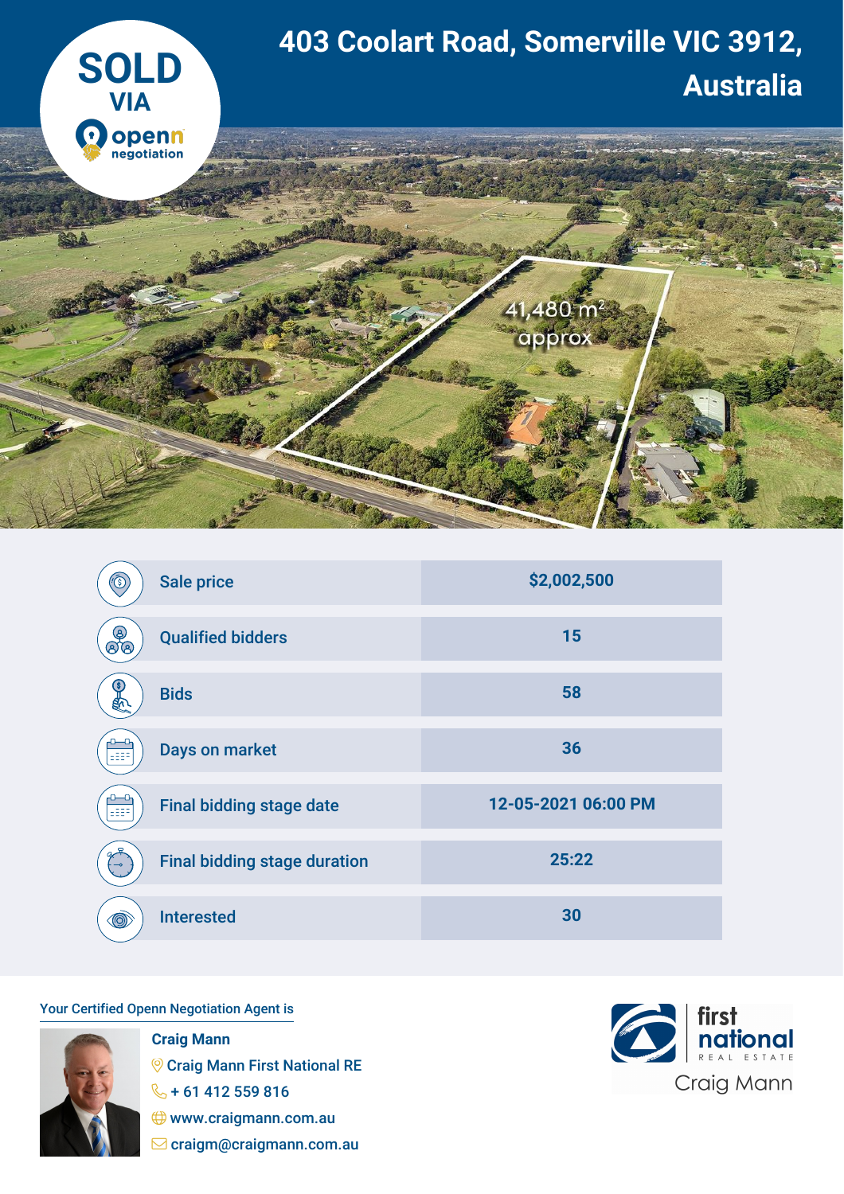# 403 Coolart Road, Somerville VIC 3912, Australia

**SOLD VIA openn negotiation**

41,480 m² approx

| | |
|---|---|
| Sale price | $2,002,500 |
| Qualified bidders | 15 |
| Bids | 58 |
| Days on market | 36 |
| Final bidding stage date | 12-05-2021 06:00 PM |
| Final bidding stage duration | 25:22 |
| Interested | 30 |

Your Certified Openn Negotiation Agent is

**Craig Mann**
Craig Mann First National RE
+ 61 412 559 816
www.craigmann.com.au
craigm@craigmann.com.au

first national REAL ESTATE
Craig Mann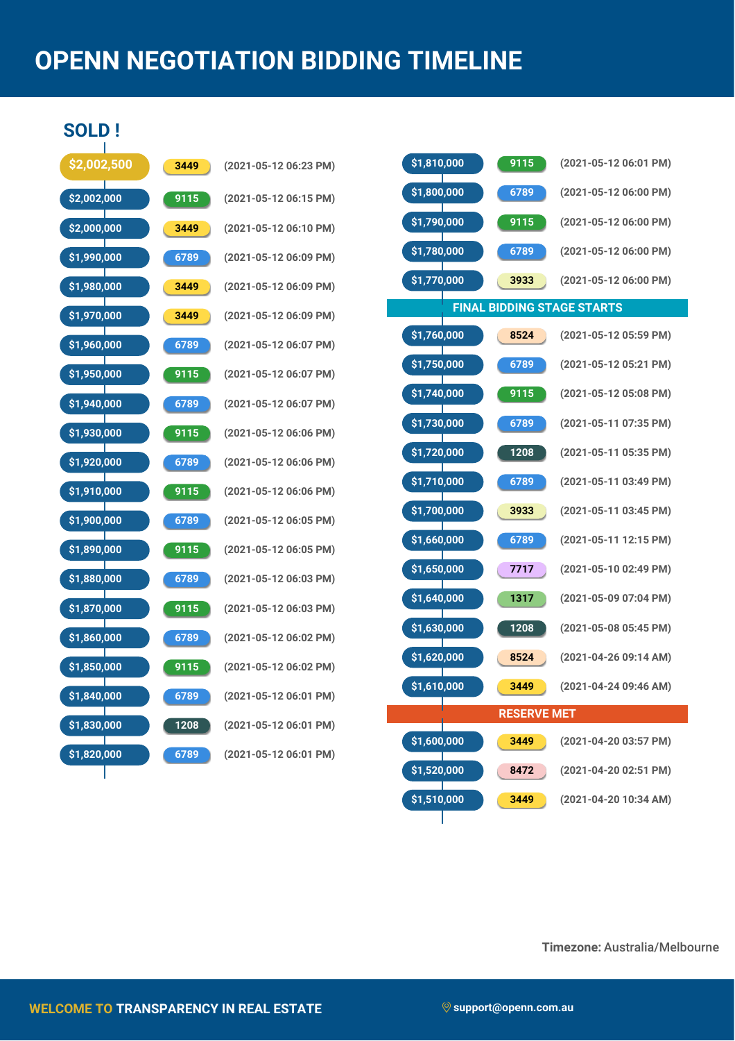# OPENN NEGOTIATION BIDDING TIMELINE

## SOLD !

| Bid | Bidder | Time |
|---|---|---|
| $2,002,500 | 3449 | (2021-05-12 06:23 PM) |
| $2,002,000 | 9115 | (2021-05-12 06:15 PM) |
| $2,000,000 | 3449 | (2021-05-12 06:10 PM) |
| $1,990,000 | 6789 | (2021-05-12 06:09 PM) |
| $1,980,000 | 3449 | (2021-05-12 06:09 PM) |
| $1,970,000 | 3449 | (2021-05-12 06:09 PM) |
| $1,960,000 | 6789 | (2021-05-12 06:07 PM) |
| $1,950,000 | 9115 | (2021-05-12 06:07 PM) |
| $1,940,000 | 6789 | (2021-05-12 06:07 PM) |
| $1,930,000 | 9115 | (2021-05-12 06:06 PM) |
| $1,920,000 | 6789 | (2021-05-12 06:06 PM) |
| $1,910,000 | 9115 | (2021-05-12 06:06 PM) |
| $1,900,000 | 6789 | (2021-05-12 06:05 PM) |
| $1,890,000 | 9115 | (2021-05-12 06:05 PM) |
| $1,880,000 | 6789 | (2021-05-12 06:03 PM) |
| $1,870,000 | 9115 | (2021-05-12 06:03 PM) |
| $1,860,000 | 6789 | (2021-05-12 06:02 PM) |
| $1,850,000 | 9115 | (2021-05-12 06:02 PM) |
| $1,840,000 | 6789 | (2021-05-12 06:01 PM) |
| $1,830,000 | 1208 | (2021-05-12 06:01 PM) |
| $1,820,000 | 6789 | (2021-05-12 06:01 PM) |
| $1,810,000 | 9115 | (2021-05-12 06:01 PM) |
| $1,800,000 | 6789 | (2021-05-12 06:00 PM) |
| $1,790,000 | 9115 | (2021-05-12 06:00 PM) |
| $1,780,000 | 6789 | (2021-05-12 06:00 PM) |
| $1,770,000 | 3933 | (2021-05-12 06:00 PM) |
| **FINAL BIDDING STAGE STARTS** | | |
| $1,760,000 | 8524 | (2021-05-12 05:59 PM) |
| $1,750,000 | 6789 | (2021-05-12 05:21 PM) |
| $1,740,000 | 9115 | (2021-05-12 05:08 PM) |
| $1,730,000 | 6789 | (2021-05-11 07:35 PM) |
| $1,720,000 | 1208 | (2021-05-11 05:35 PM) |
| $1,710,000 | 6789 | (2021-05-11 03:49 PM) |
| $1,700,000 | 3933 | (2021-05-11 03:45 PM) |
| $1,660,000 | 6789 | (2021-05-11 12:15 PM) |
| $1,650,000 | 7717 | (2021-05-10 02:49 PM) |
| $1,640,000 | 1317 | (2021-05-09 07:04 PM) |
| $1,630,000 | 1208 | (2021-05-08 05:45 PM) |
| $1,620,000 | 8524 | (2021-04-26 09:14 AM) |
| $1,610,000 | 3449 | (2021-04-24 09:46 AM) |
| **RESERVE MET** | | |
| $1,600,000 | 3449 | (2021-04-20 03:57 PM) |
| $1,520,000 | 8472 | (2021-04-20 02:51 PM) |
| $1,510,000 | 3449 | (2021-04-20 10:34 AM) |

**Timezone:** Australia/Melbourne

WELCOME TO **TRANSPARENCY IN REAL ESTATE**

support@openn.com.au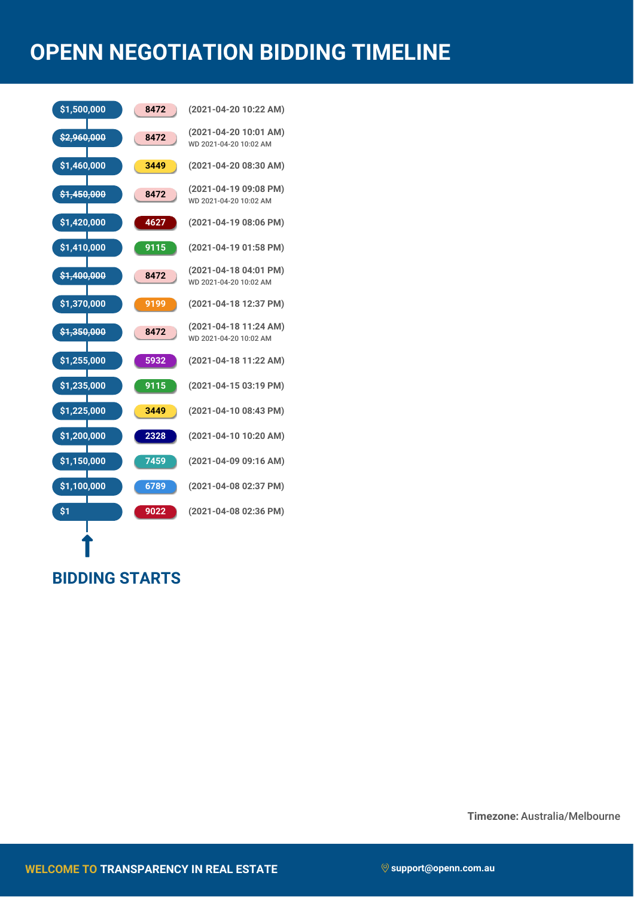# OPENN NEGOTIATION BIDDING TIMELINE

| | | |
|---|---|---|
| $1,500,000 | 8472 | (2021-04-20 10:22 AM) |
| ~~$2,960,000~~ | 8472 | (2021-04-20 10:01 AM) WD 2021-04-20 10:02 AM |
| $1,460,000 | 3449 | (2021-04-20 08:30 AM) |
| ~~$1,450,000~~ | 8472 | (2021-04-19 09:08 PM) WD 2021-04-20 10:02 AM |
| $1,420,000 | 4627 | (2021-04-19 08:06 PM) |
| $1,410,000 | 9115 | (2021-04-19 01:58 PM) |
| ~~$1,400,000~~ | 8472 | (2021-04-18 04:01 PM) WD 2021-04-20 10:02 AM |
| $1,370,000 | 9199 | (2021-04-18 12:37 PM) |
| ~~$1,350,000~~ | 8472 | (2021-04-18 11:24 AM) WD 2021-04-20 10:02 AM |
| $1,255,000 | 5932 | (2021-04-18 11:22 AM) |
| $1,235,000 | 9115 | (2021-04-15 03:19 PM) |
| $1,225,000 | 3449 | (2021-04-10 08:43 PM) |
| $1,200,000 | 2328 | (2021-04-10 10:20 AM) |
| $1,150,000 | 7459 | (2021-04-09 09:16 AM) |
| $1,100,000 | 6789 | (2021-04-08 02:37 PM) |
| $1 | 9022 | (2021-04-08 02:36 PM) |

**BIDDING STARTS**

**Timezone:** Australia/Melbourne

WELCOME TO **TRANSPARENCY IN REAL ESTATE**

**support@openn.com.au**